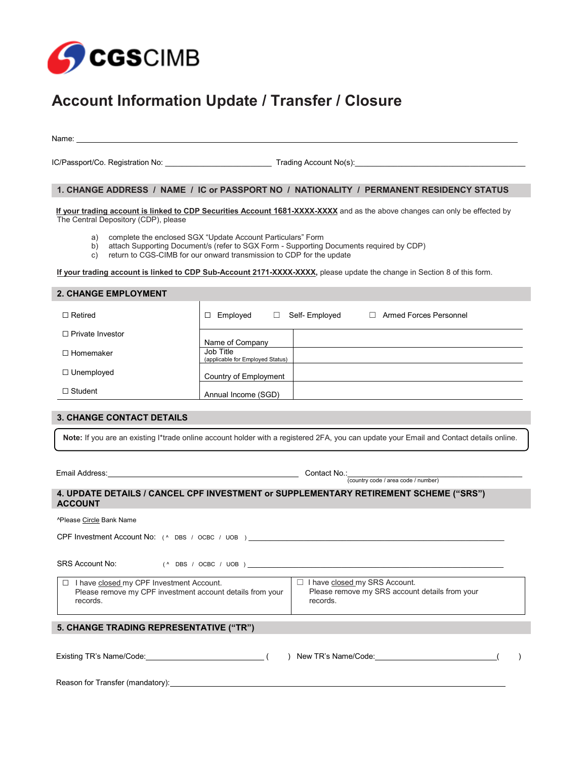CGSCIMB

# Account Information Update / Transfer / Closure

Name: ______________________________________________________________________

IC/Passport/Co. Registration No: ________________________ Trading Account No(s):________________________________________

## 1. CHANGE ADDRESS / NAME / IC or PASSPORT NO / NATIONALITY / PERMANENT RESIDENCY STATUS

**If your trading account is linked to CDP Securities Account 1681-XXXX-XXXX** and as the above changes can only be effected by The Central Depository (CDP), please

a) complete the enclosed SGX "Update Account Particulars" Form
b) attach Supporting Document/s (refer to SGX Form - Supporting Documents required by CDP)
c) return to CGS-CIMB for our onward transmission to CDP for the update

**If your trading account is linked to CDP Sub-Account 2171-XXXX-XXXX,** please update the change in Section 8 of this form.

## 2. CHANGE EMPLOYMENT

| | | |
|---|---|---|
| ☐ Retired | ☐ Employed ☐ Self- Employed ☐ Armed Forces Personnel | |
| ☐ Private Investor | Name of Company | |
| ☐ Homemaker | Job Title (applicable for Employed Status) | |
| ☐ Unemployed | Country of Employment | |
| ☐ Student | Annual Income (SGD) | |

## 3. CHANGE CONTACT DETAILS

**Note:** If you are an existing I*trade online account holder with a registered 2FA, you can update your Email and Contact details online.

Email Address:________________________________________ Contact No.:________________________________________
(country code / area code / number)

## 4. UPDATE DETAILS / CANCEL CPF INVESTMENT or SUPPLEMENTARY RETIREMENT SCHEME ("SRS") ACCOUNT

^Please Circle Bank Name

CPF Investment Account No: ( ^ DBS / OCBC / UOB ) ________________________________________________

SRS Account No: ( ^ DBS / OCBC / UOB ) ________________________________________________

| | |
|---|---|
| ☐ I have closed my CPF Investment Account. Please remove my CPF investment account details from your records. | ☐ I have closed my SRS Account. Please remove my SRS account details from your records. |

## 5. CHANGE TRADING REPRESENTATIVE ("TR")

Existing TR's Name/Code:___________________________ (        ) New TR's Name/Code:___________________________ (        )

Reason for Transfer (mandatory):________________________________________________________________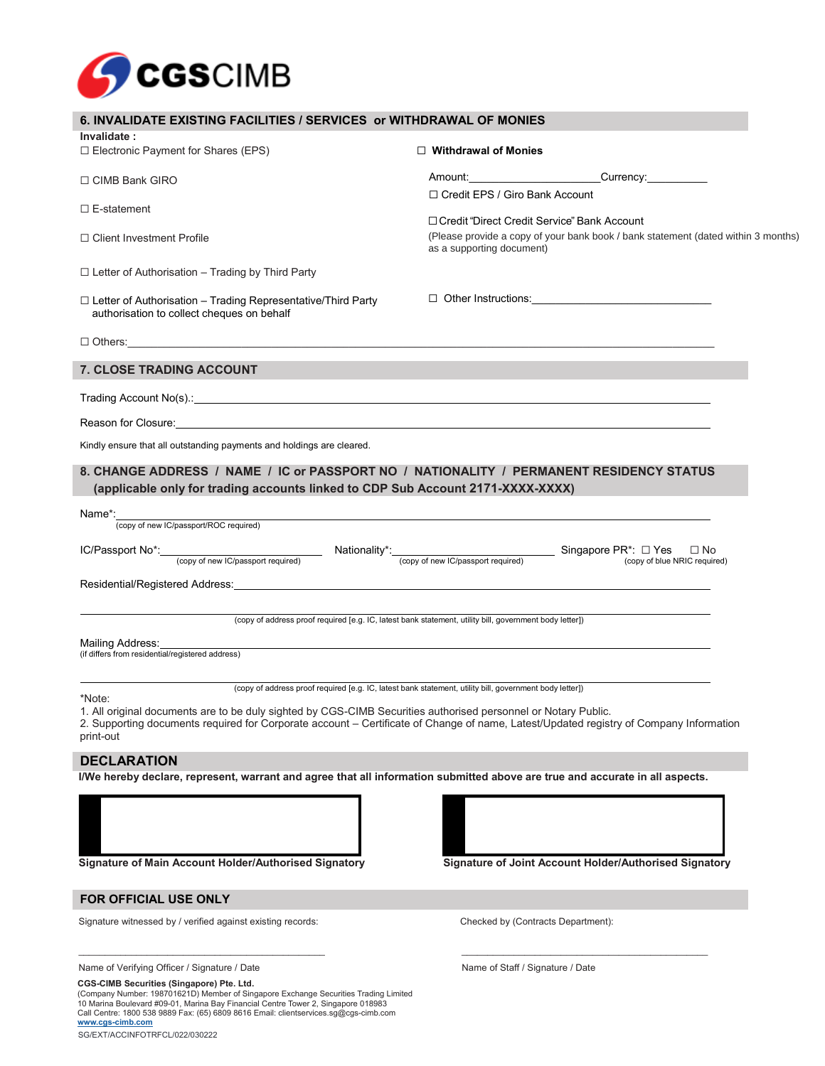CGSCIMB

## 6. INVALIDATE EXISTING FACILITIES / SERVICES or WITHDRAWAL OF MONIES

**Invalidate :**

☐ Electronic Payment for Shares (EPS)

☐ CIMB Bank GIRO

☐ E-statement

☐ Client Investment Profile

☐ Letter of Authorisation – Trading by Third Party

☐ Letter of Authorisation – Trading Representative/Third Party authorisation to collect cheques on behalf

☐ Others:______________________________________________________________________________

☐ **Withdrawal of Monies**

Amount:_____________________Currency:__________

☐ Credit EPS / Giro Bank Account

☐ Credit "Direct Credit Service" Bank Account
(Please provide a copy of your bank book / bank statement (dated within 3 months) as a supporting document)

☐ Other Instructions:______________________________

## 7. CLOSE TRADING ACCOUNT

Trading Account No(s).:_______________________________________________________________________

Reason for Closure:__________________________________________________________________________

Kindly ensure that all outstanding payments and holdings are cleared.

## 8. CHANGE ADDRESS / NAME / IC or PASSPORT NO / NATIONALITY / PERMANENT RESIDENCY STATUS (applicable only for trading accounts linked to CDP Sub Account 2171-XXXX-XXXX)

Name*:________________________________________________________________________________________
(copy of new IC/passport/ROC required)

IC/Passport No*:__________________________ (copy of new IC/passport required)

Nationality*:__________________________ (copy of new IC/passport required)

Singapore PR*: ☐ Yes ☐ No (copy of blue NRIC required)

Residential/Registered Address:_________________________________________________________________

______________________________________________________________________________________________
(copy of address proof required [e.g. IC, latest bank statement, utility bill, government body letter])

Mailing Address:______________________________________________________________________________
(if differs from residential/registered address)

______________________________________________________________________________________________
(copy of address proof required [e.g. IC, latest bank statement, utility bill, government body letter])

*Note:

1. All original documents are to be duly sighted by CGS-CIMB Securities authorised personnel or Notary Public.
2. Supporting documents required for Corporate account – Certificate of Change of name, Latest/Updated registry of Company Information print-out

## DECLARATION

**I/We hereby declare, represent, warrant and agree that all information submitted above are true and accurate in all aspects.**

**Signature of Main Account Holder/Authorised Signatory**

**Signature of Joint Account Holder/Authorised Signatory**

## FOR OFFICIAL USE ONLY

Signature witnessed by / verified against existing records:

______________________________________________
Name of Verifying Officer / Signature / Date

Checked by (Contracts Department):

______________________________________________
Name of Staff / Signature / Date

**CGS-CIMB Securities (Singapore) Pte. Ltd.**
(Company Number: 198701621D) Member of Singapore Exchange Securities Trading Limited
10 Marina Boulevard #09-01, Marina Bay Financial Centre Tower 2, Singapore 018983
Call Centre: 1800 538 9889 Fax: (65) 6809 8616 Email: clientservices.sg@cgs-cimb.com
www.cgs-cimb.com

SG/EXT/ACCINFOTRFCL/022/030222